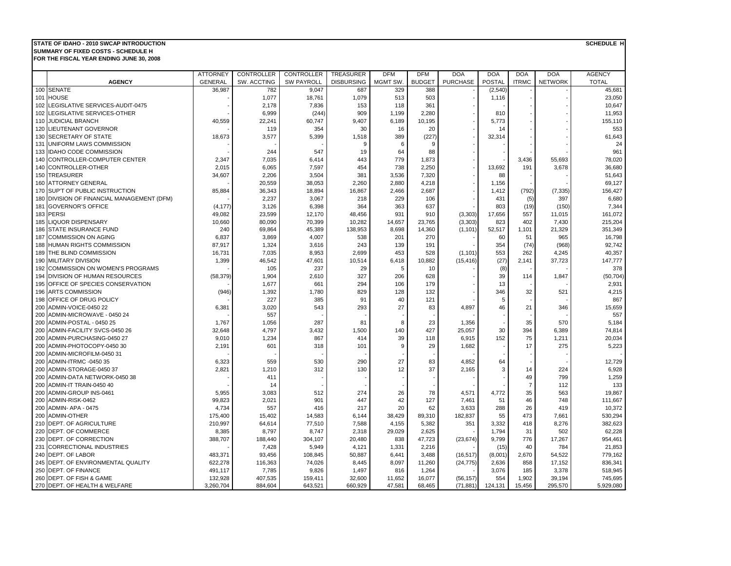**STATE OF IDAHO - 2010 SWCAP INTRODUCTION** **SCHEDULE H**
**SUMMARY OF FIXED COSTS - SCHEDULE H**
**FOR THE FISCAL YEAR ENDING JUNE 30, 2008**

| | AGENCY | ATTORNEY GENERAL | CONTROLLER SW. ACCTING | CONTROLLER SW PAYROLL | TREASURER DISBURSING | DFM MGMT SW. | DFM BUDGET | DOA PURCHASE | DOA POSTAL | DOA ITRMC | DOA NETWORK | AGENCY TOTAL |
|---|---|---|---|---|---|---|---|---|---|---|---|---|
| 100 | SENATE | 36,987 | 782 | 9,047 | 687 | 329 | 388 | - | (2,540) | - | - | 45,681 |
| 101 | HOUSE | - | 1,077 | 18,761 | 1,079 | 513 | 503 | - | 1,116 | - | - | 23,050 |
| 102 | LEGISLATIVE SERVICES-AUDIT-0475 | - | 2,178 | 7,836 | 153 | 118 | 361 | - | - | - | - | 10,647 |
| 102 | LEGISLATIVE SERVICES-OTHER | - | 6,999 | (244) | 909 | 1,199 | 2,280 | - | 810 | - | - | 11,953 |
| 110 | JUDICIAL BRANCH | 40,559 | 22,241 | 60,747 | 9,407 | 6,189 | 10,195 | - | 5,773 | - | - | 155,110 |
| 120 | LIEUTENANT GOVERNOR | - | 119 | 354 | 30 | 16 | 20 | - | 14 | - | - | 553 |
| 130 | SECRETARY OF STATE | 18,673 | 3,577 | 5,399 | 1,518 | 389 | (227) | - | 32,314 | - | - | 61,643 |
| 131 | UNIFORM LAWS COMMISSION | - | - | - | 9 | 6 | 9 | - | - | - | - | 24 |
| 133 | IDAHO CODE COMMISSION | - | 244 | 547 | 19 | 64 | 88 | - | - | - | - | 961 |
| 140 | CONTROLLER-COMPUTER CENTER | 2,347 | 7,035 | 6,414 | 443 | 779 | 1,873 | - | - | 3,436 | 55,693 | 78,020 |
| 140 | CONTROLLER-OTHER | 2,015 | 6,065 | 7,597 | 454 | 738 | 2,250 | - | 13,692 | 191 | 3,678 | 36,680 |
| 150 | TREASURER | 34,607 | 2,206 | 3,504 | 381 | 3,536 | 7,320 | - | 88 | - | - | 51,643 |
| 160 | ATTORNEY GENERAL | - | 20,559 | 38,053 | 2,260 | 2,880 | 4,218 | - | 1,156 | - | - | 69,127 |
| 170 | SUP'T OF PUBLIC INSTRUCTION | 85,884 | 36,343 | 18,894 | 16,867 | 2,466 | 2,687 | - | 1,412 | (792) | (7,335) | 156,427 |
| 180 | DIVISION OF FINANCIAL MANAGEMENT (DFM) | - | 2,237 | 3,067 | 218 | 229 | 106 | - | 431 | (5) | 397 | 6,680 |
| 181 | GOVERNOR'S OFFICE | (4,177) | 3,126 | 6,398 | 364 | 363 | 637 | - | 803 | (19) | (150) | 7,344 |
| 183 | PERSI | 49,082 | 23,599 | 12,170 | 48,456 | 931 | 910 | (3,303) | 17,656 | 557 | 11,015 | 161,072 |
| 185 | LIQUOR DISPENSARY | 10,660 | 80,090 | 70,399 | 10,282 | 14,657 | 23,765 | (3,303) | 823 | 402 | 7,430 | 215,204 |
| 186 | STATE INSURANCE FUND | 240 | 69,864 | 45,389 | 138,953 | 8,698 | 14,360 | (1,101) | 52,517 | 1,101 | 21,329 | 351,349 |
| 187 | COMMISSION ON AGING | 6,837 | 3,869 | 4,007 | 538 | 201 | 270 | - | 60 | 51 | 965 | 16,798 |
| 188 | HUMAN RIGHTS COMMISSION | 87,917 | 1,324 | 3,616 | 243 | 139 | 191 | - | 354 | (74) | (968) | 92,742 |
| 189 | THE BLIND COMMISSION | 16,731 | 7,035 | 8,953 | 2,699 | 453 | 528 | (1,101) | 553 | 262 | 4,245 | 40,357 |
| 190 | MILITARY DIVISION | 1,399 | 46,542 | 47,601 | 10,514 | 6,418 | 10,882 | (15,416) | (27) | 2,141 | 37,723 | 147,777 |
| 192 | COMMISSION ON WOMEN'S PROGRAMS | - | 105 | 237 | 29 | 5 | 10 | - | (8) | - | - | 378 |
| 194 | DIVISION OF HUMAN RESOURCES | (58,379) | 1,904 | 2,610 | 327 | 206 | 628 | - | 39 | 114 | 1,847 | (50,704) |
| 195 | OFFICE OF SPECIES CONSERVATION | - | 1,677 | 661 | 294 | 106 | 179 | - | 13 | - | - | 2,931 |
| 196 | ARTS COMMISSION | (946) | 1,392 | 1,780 | 829 | 128 | 132 | - | 346 | 32 | 521 | 4,215 |
| 198 | OFFICE OF DRUG POLICY | - | 227 | 385 | 91 | 40 | 121 | - | 5 | - | - | 867 |
| 200 | ADMIN-VOICE-0450 22 | 6,381 | 3,020 | 543 | 293 | 27 | 83 | 4,897 | 46 | 21 | 346 | 15,659 |
| 200 | ADMIN-MICROWAVE - 0450 24 | - | 557 | - | - | - | - | - | - | - | - | 557 |
| 200 | ADMIN-POSTAL - 0450 25 | 1,767 | 1,056 | 287 | 81 | 8 | 23 | 1,356 | - | 35 | 570 | 5,184 |
| 200 | ADMIN-FACILITY SVCS-0450 26 | 32,648 | 4,797 | 3,432 | 1,500 | 140 | 427 | 25,057 | 30 | 394 | 6,389 | 74,814 |
| 200 | ADMIN-PURCHASING-0450 27 | 9,010 | 1,234 | 867 | 414 | 39 | 118 | 6,915 | 152 | 75 | 1,211 | 20,034 |
| 200 | ADMIN-PHOTOCOPY-0450 30 | 2,191 | 601 | 318 | 101 | 9 | 29 | 1,682 | - | 17 | 275 | 5,223 |
| 200 | ADMIN-MICROFILM-0450 31 | - | - | - | - | - | - | - | - | - | - | - |
| 200 | ADMIN-ITRMC -0450 35 | 6,323 | 559 | 530 | 290 | 27 | 83 | 4,852 | 64 | - | - | 12,729 |
| 200 | ADMIN-STORAGE-0450 37 | 2,821 | 1,210 | 312 | 130 | 12 | 37 | 2,165 | 3 | 14 | 224 | 6,928 |
| 200 | ADMIN-DATA NETWORK-0450 38 | - | 411 | - | - | - | - | - | - | 49 | 799 | 1,259 |
| 200 | ADMIN-IT TRAIN-0450 40 | - | 14 | - | - | - | - | - | - | 7 | 112 | 133 |
| 200 | ADMIN-GROUP INS-0461 | 5,955 | 3,083 | 512 | 274 | 26 | 78 | 4,571 | 4,772 | 35 | 563 | 19,867 |
| 200 | ADMIN-RISK-0462 | 99,823 | 2,021 | 901 | 447 | 42 | 127 | 7,461 | 51 | 46 | 748 | 111,667 |
| 200 | ADMIN- APA - 0475 | 4,734 | 557 | 416 | 217 | 20 | 62 | 3,633 | 288 | 26 | 419 | 10,372 |
| 200 | ADMIN-OTHER | 175,400 | 15,402 | 14,583 | 6,144 | 38,429 | 89,310 | 182,837 | 55 | 473 | 7,661 | 530,294 |
| 210 | DEPT. OF AGRICULTURE | 210,997 | 64,614 | 77,510 | 7,588 | 4,155 | 5,382 | 351 | 3,332 | 418 | 8,276 | 382,623 |
| 220 | DEPT. OF COMMERCE | 8,385 | 8,797 | 8,747 | 2,318 | 29,029 | 2,625 | - | 1,794 | 31 | 502 | 62,228 |
| 230 | DEPT. OF CORRECTION | 388,707 | 188,440 | 304,107 | 20,480 | 838 | 47,723 | (23,674) | 9,799 | 776 | 17,267 | 954,461 |
| 231 | CORRECTIONAL INDUSTRIES | - | 7,428 | 5,949 | 4,121 | 1,331 | 2,216 | - | (15) | 40 | 784 | 21,853 |
| 240 | DEPT. OF LABOR | 483,371 | 93,456 | 108,845 | 50,887 | 6,441 | 3,488 | (16,517) | (8,001) | 2,670 | 54,522 | 779,162 |
| 245 | DEPT. OF ENVIRONMENTAL QUALITY | 622,278 | 116,363 | 74,026 | 8,445 | 8,097 | 11,260 | (24,775) | 2,636 | 858 | 17,152 | 836,341 |
| 250 | DEPT. OF FINANCE | 491,117 | 7,785 | 9,826 | 1,497 | 816 | 1,264 | - | 3,076 | 185 | 3,378 | 518,945 |
| 260 | DEPT. OF FISH & GAME | 132,928 | 407,535 | 159,411 | 32,600 | 11,652 | 16,077 | (56,157) | 554 | 1,902 | 39,194 | 745,695 |
| 270 | DEPT. OF HEALTH & WELFARE | 3,260,704 | 884,604 | 643,521 | 660,929 | 47,581 | 68,465 | (71,881) | 124,131 | 15,456 | 295,570 | 5,929,080 |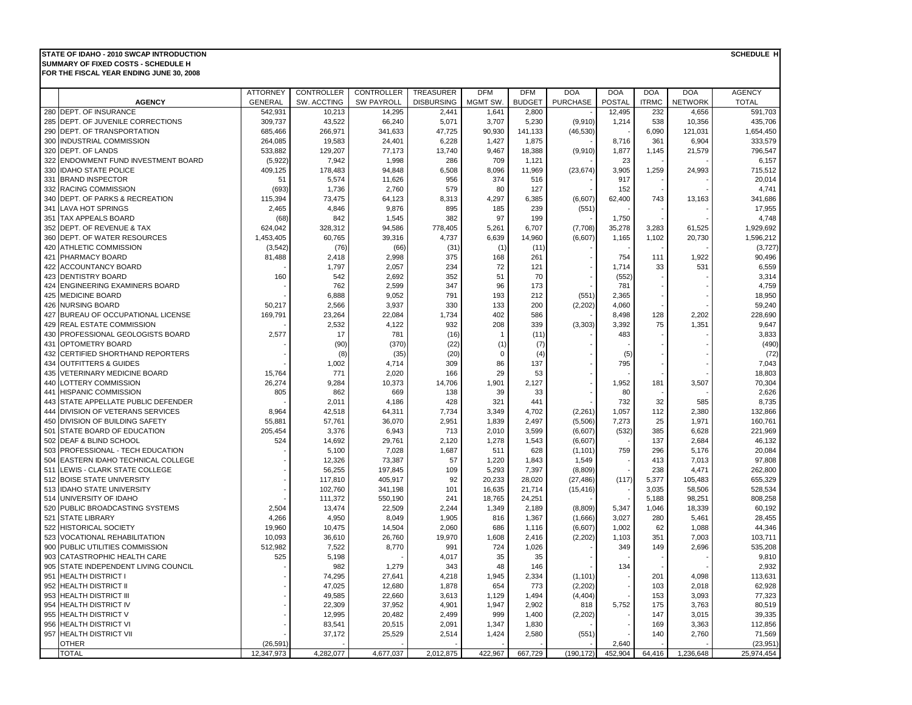**STATE OF IDAHO - 2010 SWCAP INTRODUCTION** **SCHEDULE H**
**SUMMARY OF FIXED COSTS - SCHEDULE H**
**FOR THE FISCAL YEAR ENDING JUNE 30, 2008**

| | AGENCY | ATTORNEY GENERAL | CONTROLLER SW. ACCTING | CONTROLLER SW PAYROLL | TREASURER DISBURSING | DFM MGMT SW. | DFM BUDGET | DOA PURCHASE | DOA POSTAL | DOA ITRMC | DOA NETWORK | AGENCY TOTAL |
|---|---|---|---|---|---|---|---|---|---|---|---|---|
| 280 | DEPT. OF INSURANCE | 542,931 | 10,213 | 14,295 | 2,441 | 1,641 | 2,800 | - | 12,495 | 232 | 4,656 | 591,703 |
| 285 | DEPT. OF JUVENILE CORRECTIONS | 309,737 | 43,522 | 66,240 | 5,071 | 3,707 | 5,230 | (9,910) | 1,214 | 538 | 10,356 | 435,706 |
| 290 | DEPT. OF TRANSPORTATION | 685,466 | 266,971 | 341,633 | 47,725 | 90,930 | 141,133 | (46,530) | - | 6,090 | 121,031 | 1,654,450 |
| 300 | INDUSTRIAL COMMISSION | 264,085 | 19,583 | 24,401 | 6,228 | 1,427 | 1,875 | - | 8,716 | 361 | 6,904 | 333,579 |
| 320 | DEPT. OF LANDS | 533,882 | 129,207 | 77,173 | 13,740 | 9,467 | 18,388 | (9,910) | 1,877 | 1,145 | 21,579 | 796,547 |
| 322 | ENDOWMENT FUND INVESTMENT BOARD | (5,922) | 7,942 | 1,998 | 286 | 709 | 1,121 | - | 23 | - | - | 6,157 |
| 330 | IDAHO STATE POLICE | 409,125 | 178,483 | 94,848 | 6,508 | 8,096 | 11,969 | (23,674) | 3,905 | 1,259 | 24,993 | 715,512 |
| 331 | BRAND INSPECTOR | 51 | 5,574 | 11,626 | 956 | 374 | 516 | - | 917 | - | - | 20,014 |
| 332 | RACING COMMISSION | (693) | 1,736 | 2,760 | 579 | 80 | 127 | - | 152 | - | - | 4,741 |
| 340 | DEPT. OF PARKS & RECREATION | 115,394 | 73,475 | 64,123 | 8,313 | 4,297 | 6,385 | (6,607) | 62,400 | 743 | 13,163 | 341,686 |
| 341 | LAVA HOT SPRINGS | 2,465 | 4,846 | 9,876 | 895 | 185 | 239 | (551) | - | - | - | 17,955 |
| 351 | TAX APPEALS BOARD | (68) | 842 | 1,545 | 382 | 97 | 199 | - | 1,750 | - | - | 4,748 |
| 352 | DEPT. OF REVENUE & TAX | 624,042 | 328,312 | 94,586 | 778,405 | 5,261 | 6,707 | (7,708) | 35,278 | 3,283 | 61,525 | 1,929,692 |
| 360 | DEPT. OF WATER RESOURCES | 1,453,405 | 60,765 | 39,316 | 4,737 | 6,639 | 14,960 | (6,607) | 1,165 | 1,102 | 20,730 | 1,596,212 |
| 420 | ATHLETIC COMMISSION | (3,542) | (76) | (66) | (31) | (1) | (11) | - | - | - | - | (3,727) |
| 421 | PHARMACY BOARD | 81,488 | 2,418 | 2,998 | 375 | 168 | 261 | - | 754 | 111 | 1,922 | 90,496 |
| 422 | ACCOUNTANCY BOARD | - | 1,797 | 2,057 | 234 | 72 | 121 | - | 1,714 | 33 | 531 | 6,559 |
| 423 | DENTISTRY BOARD | 160 | 542 | 2,692 | 352 | 51 | 70 | - | (552) | - | - | 3,314 |
| 424 | ENGINEERING EXAMINERS BOARD | - | 762 | 2,599 | 347 | 96 | 173 | - | 781 | - | - | 4,759 |
| 425 | MEDICINE BOARD | - | 6,888 | 9,052 | 791 | 193 | 212 | (551) | 2,365 | - | - | 18,950 |
| 426 | NURSING BOARD | 50,217 | 2,566 | 3,937 | 330 | 133 | 200 | (2,202) | 4,060 | - | - | 59,240 |
| 427 | BUREAU OF OCCUPATIONAL LICENSE | 169,791 | 23,264 | 22,084 | 1,734 | 402 | 586 | - | 8,498 | 128 | 2,202 | 228,690 |
| 429 | REAL ESTATE COMMISSION | - | 2,532 | 4,122 | 932 | 208 | 339 | (3,303) | 3,392 | 75 | 1,351 | 9,647 |
| 430 | PROFESSIONAL GEOLOGISTS BOARD | 2,577 | 17 | 781 | (16) | 1 | (11) | - | 483 | - | - | 3,833 |
| 431 | OPTOMETRY BOARD | - | (90) | (370) | (22) | (1) | (7) | - | - | - | - | (490) |
| 432 | CERTIFIED SHORTHAND REPORTERS | - | (8) | (35) | (20) | 0 | (4) | - | (5) | - | - | (72) |
| 434 | OUTFITTERS & GUIDES | - | 1,002 | 4,714 | 309 | 86 | 137 | - | 795 | - | - | 7,043 |
| 435 | VETERINARY MEDICINE BOARD | 15,764 | 771 | 2,020 | 166 | 29 | 53 | - | - | - | - | 18,803 |
| 440 | LOTTERY COMMISSION | 26,274 | 9,284 | 10,373 | 14,706 | 1,901 | 2,127 | - | 1,952 | 181 | 3,507 | 70,304 |
| 441 | HISPANIC COMMISSION | 805 | 862 | 669 | 138 | 39 | 33 | - | 80 | - | - | 2,626 |
| 443 | STATE APPELLATE PUBLIC DEFENDER | - | 2,011 | 4,186 | 428 | 321 | 441 | - | 732 | 32 | 585 | 8,735 |
| 444 | DIVISION OF VETERANS SERVICES | 8,964 | 42,518 | 64,311 | 7,734 | 3,349 | 4,702 | (2,261) | 1,057 | 112 | 2,380 | 132,866 |
| 450 | DIVISION OF BUILDING SAFETY | 55,881 | 57,761 | 36,070 | 2,951 | 1,839 | 2,497 | (5,506) | 7,273 | 25 | 1,971 | 160,761 |
| 501 | STATE BOARD OF EDUCATION | 205,454 | 3,376 | 6,943 | 713 | 2,010 | 3,599 | (6,607) | (532) | 385 | 6,628 | 221,969 |
| 502 | DEAF & BLIND SCHOOL | 524 | 14,692 | 29,761 | 2,120 | 1,278 | 1,543 | (6,607) | - | 137 | 2,684 | 46,132 |
| 503 | PROFESSIONAL - TECH EDUCATION | - | 5,100 | 7,028 | 1,687 | 511 | 628 | (1,101) | 759 | 296 | 5,176 | 20,084 |
| 504 | EASTERN IDAHO TECHNICAL COLLEGE | - | 12,326 | 73,387 | 57 | 1,220 | 1,843 | 1,549 | - | 413 | 7,013 | 97,808 |
| 511 | LEWIS - CLARK STATE COLLEGE | - | 56,255 | 197,845 | 109 | 5,293 | 7,397 | (8,809) | - | 238 | 4,471 | 262,800 |
| 512 | BOISE STATE UNIVERSITY | - | 117,810 | 405,917 | 92 | 20,233 | 28,020 | (27,486) | (117) | 5,377 | 105,483 | 655,329 |
| 513 | IDAHO STATE UNIVERSITY | - | 102,760 | 341,198 | 101 | 16,635 | 21,714 | (15,416) | - | 3,035 | 58,506 | 528,534 |
| 514 | UNIVERSITY OF IDAHO | - | 111,372 | 550,190 | 241 | 18,765 | 24,251 | - | - | 5,188 | 98,251 | 808,258 |
| 520 | PUBLIC BROADCASTING SYSTEMS | 2,504 | 13,474 | 22,509 | 2,244 | 1,349 | 2,189 | (8,809) | 5,347 | 1,046 | 18,339 | 60,192 |
| 521 | STATE LIBRARY | 4,266 | 4,950 | 8,049 | 1,905 | 816 | 1,367 | (1,666) | 3,027 | 280 | 5,461 | 28,455 |
| 522 | HISTORICAL SOCIETY | 19,960 | 10,475 | 14,504 | 2,060 | 686 | 1,116 | (6,607) | 1,002 | 62 | 1,088 | 44,346 |
| 523 | VOCATIONAL REHABILITATION | 10,093 | 36,610 | 26,760 | 19,970 | 1,608 | 2,416 | (2,202) | 1,103 | 351 | 7,003 | 103,711 |
| 900 | PUBLIC UTILITIES COMMISSION | 512,982 | 7,522 | 8,770 | 991 | 724 | 1,026 | - | 349 | 149 | 2,696 | 535,208 |
| 903 | CATASTROPHIC HEALTH CARE | 525 | 5,198 | - | 4,017 | 35 | 35 | - | - | - | - | 9,810 |
| 905 | STATE INDEPENDENT LIVING COUNCIL | - | 982 | 1,279 | 343 | 48 | 146 | - | 134 | - | - | 2,932 |
| 951 | HEALTH DISTRICT I | - | 74,295 | 27,641 | 4,218 | 1,945 | 2,334 | (1,101) | - | 201 | 4,098 | 113,631 |
| 952 | HEALTH DISTRICT II | - | 47,025 | 12,680 | 1,878 | 654 | 773 | (2,202) | - | 103 | 2,018 | 62,928 |
| 953 | HEALTH DISTRICT III | - | 49,585 | 22,660 | 3,613 | 1,129 | 1,494 | (4,404) | - | 153 | 3,093 | 77,323 |
| 954 | HEALTH DISTRICT IV | - | 22,309 | 37,952 | 4,901 | 1,947 | 2,902 | 818 | 5,752 | 175 | 3,763 | 80,519 |
| 955 | HEALTH DISTRICT V | - | 12,995 | 20,482 | 2,499 | 999 | 1,400 | (2,202) | - | 147 | 3,015 | 39,335 |
| 956 | HEALTH DISTRICT VI | - | 83,541 | 20,515 | 2,091 | 1,347 | 1,830 | - | - | 169 | 3,363 | 112,856 |
| 957 | HEALTH DISTRICT VII | - | 37,172 | 25,529 | 2,514 | 1,424 | 2,580 | (551) | - | 140 | 2,760 | 71,569 |
| | OTHER | (26,591) | - | - | - | - | - | - | 2,640 | - | - | (23,951) |
| | TOTAL | 12,347,973 | 4,282,077 | 4,677,037 | 2,012,875 | 422,967 | 667,729 | (190,172) | 452,904 | 64,416 | 1,236,648 | 25,974,454 |